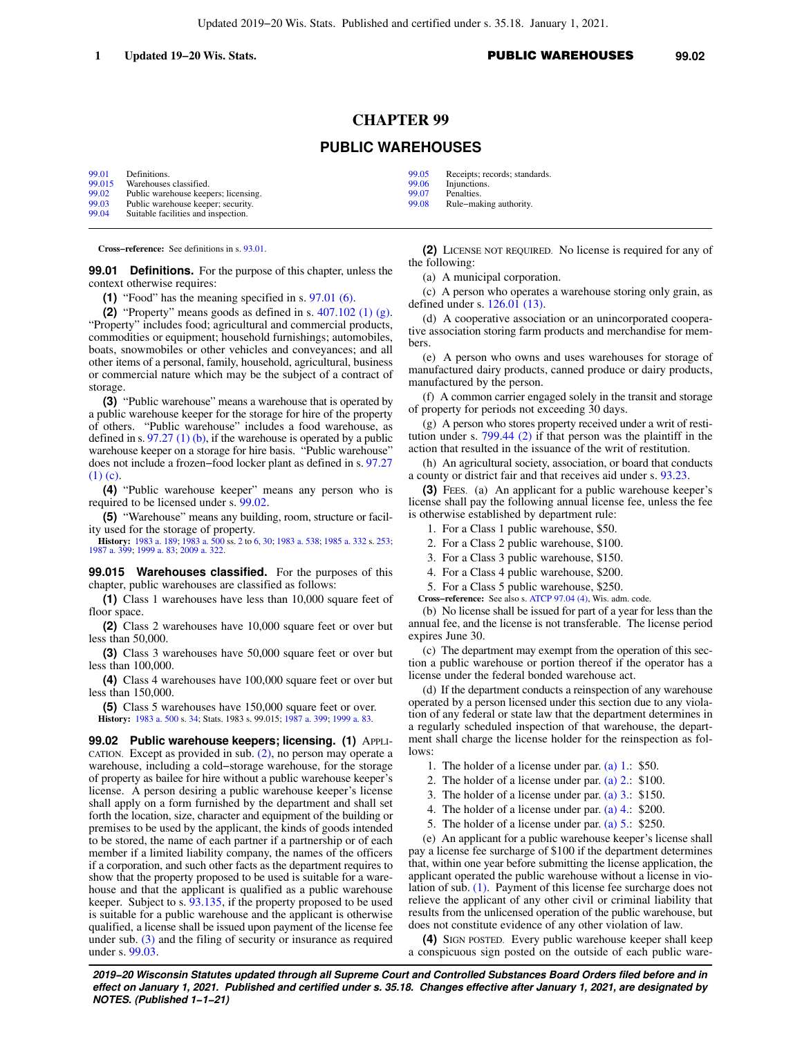# CHAPTER 99

## PUBLIC WAREHOUSES

| | | | |
|---|---|---|---|
| 99.01 | Definitions. | 99.05 | Receipts; records; standards. |
| 99.015 | Warehouses classified. | 99.06 | Injunctions. |
| 99.02 | Public warehouse keepers; licensing. | 99.07 | Penalties. |
| 99.03 | Public warehouse keeper; security. | 99.08 | Rule−making authority. |
| 99.04 | Suitable facilities and inspection. | | |

**Cross−reference:** See definitions in s. 93.01.

**99.01 Definitions.** For the purpose of this chapter, unless the context otherwise requires:

**(1)** "Food" has the meaning specified in s. 97.01 (6).

**(2)** "Property" means goods as defined in s. 407.102 (1) (g). "Property" includes food; agricultural and commercial products, commodities or equipment; household furnishings; automobiles, boats, snowmobiles or other vehicles and conveyances; and all other items of a personal, family, household, agricultural, business or commercial nature which may be the subject of a contract of storage.

**(3)** "Public warehouse" means a warehouse that is operated by a public warehouse keeper for the storage for hire of the property of others. "Public warehouse" includes a food warehouse, as defined in s. 97.27 (1) (b), if the warehouse is operated by a public warehouse keeper on a storage for hire basis. "Public warehouse" does not include a frozen−food locker plant as defined in s. 97.27 (1) (c).

**(4)** "Public warehouse keeper" means any person who is required to be licensed under s. 99.02.

**(5)** "Warehouse" means any building, room, structure or facility used for the storage of property.

**History:** 1983 a. 189; 1983 a. 500 ss. 2 to 6, 30; 1983 a. 538; 1985 a. 332 s. 253; 1987 a. 399; 1999 a. 83; 2009 a. 322.

**99.015 Warehouses classified.** For the purposes of this chapter, public warehouses are classified as follows:

**(1)** Class 1 warehouses have less than 10,000 square feet of floor space.

**(2)** Class 2 warehouses have 10,000 square feet or over but less than 50,000.

**(3)** Class 3 warehouses have 50,000 square feet or over but less than 100,000.

**(4)** Class 4 warehouses have 100,000 square feet or over but less than 150,000.

**(5)** Class 5 warehouses have 150,000 square feet or over.

**History:** 1983 a. 500 s. 34; Stats. 1983 s. 99.015; 1987 a. 399; 1999 a. 83.

**99.02 Public warehouse keepers; licensing. (1)** APPLICATION. Except as provided in sub. (2), no person may operate a warehouse, including a cold−storage warehouse, for the storage of property as bailee for hire without a public warehouse keeper's license. A person desiring a public warehouse keeper's license shall apply on a form furnished by the department and shall set forth the location, size, character and equipment of the building or premises to be used by the applicant, the kinds of goods intended to be stored, the name of each partner if a partnership or of each member if a limited liability company, the names of the officers if a corporation, and such other facts as the department requires to show that the property proposed to be used is suitable for a warehouse and that the applicant is qualified as a public warehouse keeper. Subject to s. 93.135, if the property proposed to be used is suitable for a public warehouse and the applicant is otherwise qualified, a license shall be issued upon payment of the license fee under sub. (3) and the filing of security or insurance as required under s. 99.03.

**(2)** LICENSE NOT REQUIRED. No license is required for any of the following:

(a) A municipal corporation.

(c) A person who operates a warehouse storing only grain, as defined under s. 126.01 (13).

(d) A cooperative association or an unincorporated cooperative association storing farm products and merchandise for members.

(e) A person who owns and uses warehouses for storage of manufactured dairy products, canned produce or dairy products, manufactured by the person.

(f) A common carrier engaged solely in the transit and storage of property for periods not exceeding 30 days.

(g) A person who stores property received under a writ of restitution under s. 799.44 (2) if that person was the plaintiff in the action that resulted in the issuance of the writ of restitution.

(h) An agricultural society, association, or board that conducts a county or district fair and that receives aid under s. 93.23.

**(3)** FEES. (a) An applicant for a public warehouse keeper's license shall pay the following annual license fee, unless the fee is otherwise established by department rule:

1. For a Class 1 public warehouse, $50.
2. For a Class 2 public warehouse, $100.
3. For a Class 3 public warehouse, $150.
4. For a Class 4 public warehouse, $200.
5. For a Class 5 public warehouse, $250.

**Cross−reference:** See also s. ATCP 97.04 (4), Wis. adm. code.

(b) No license shall be issued for part of a year for less than the annual fee, and the license is not transferable. The license period expires June 30.

(c) The department may exempt from the operation of this section a public warehouse or portion thereof if the operator has a license under the federal bonded warehouse act.

(d) If the department conducts a reinspection of any warehouse operated by a person licensed under this section due to any violation of any federal or state law that the department determines in a regularly scheduled inspection of that warehouse, the department shall charge the license holder for the reinspection as follows:

1. The holder of a license under par. (a) 1.: $50.
2. The holder of a license under par. (a) 2.: $100.
3. The holder of a license under par. (a) 3.: $150.
4. The holder of a license under par. (a) 4.: $200.
5. The holder of a license under par. (a) 5.: $250.

(e) An applicant for a public warehouse keeper's license shall pay a license fee surcharge of $100 if the department determines that, within one year before submitting the license application, the applicant operated the public warehouse without a license in violation of sub. (1). Payment of this license fee surcharge does not relieve the applicant of any other civil or criminal liability that results from the unlicensed operation of the public warehouse, but does not constitute evidence of any other violation of law.

**(4)** SIGN POSTED. Every public warehouse keeper shall keep a conspicuous sign posted on the outside of each public ware-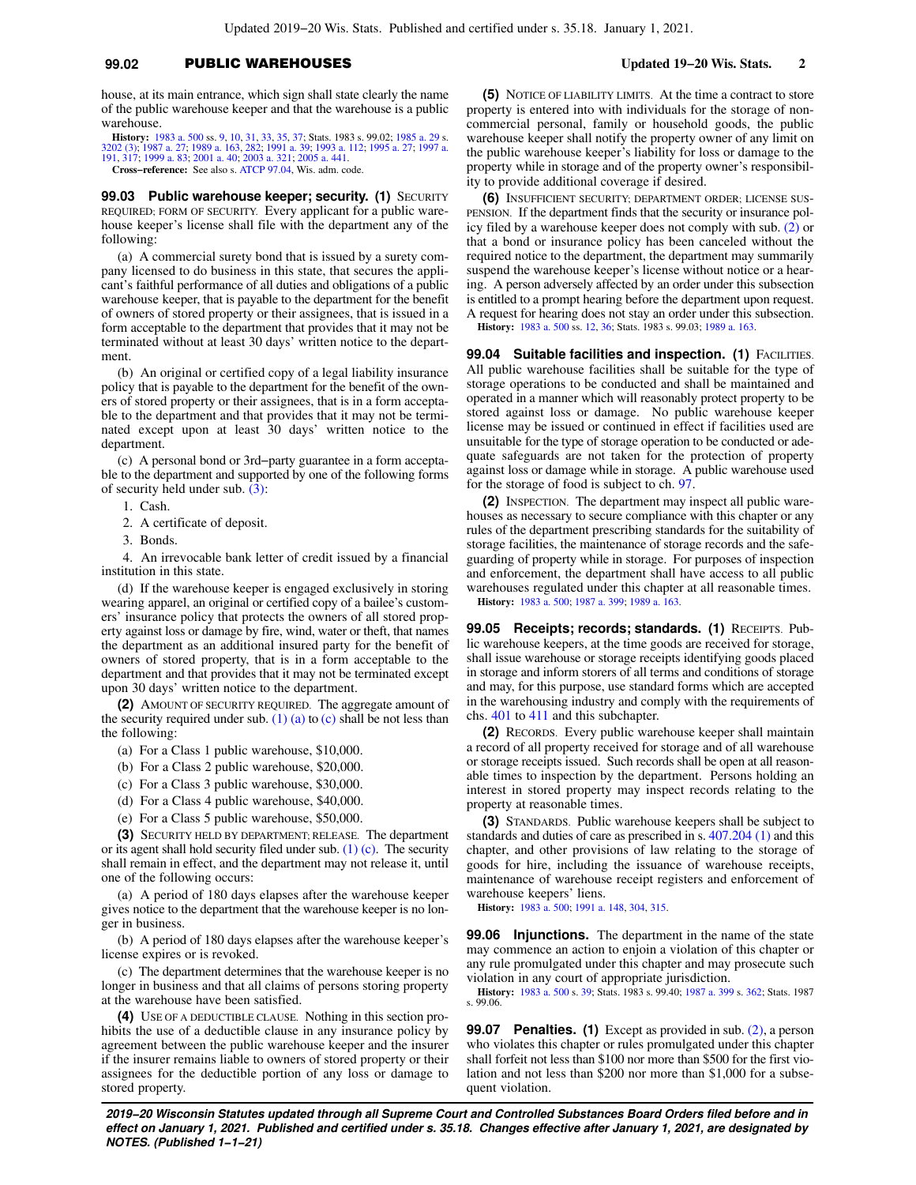house, at its main entrance, which sign shall state clearly the name of the public warehouse keeper and that the warehouse is a public warehouse.

**History:** 1983 a. 500 ss. 9, 10, 31, 33, 35, 37; Stats. 1983 s. 99.02; 1985 a. 29 s. 3202 (3); 1987 a. 27; 1989 a. 163, 282; 1991 a. 39; 1993 a. 112; 1995 a. 27; 1997 a. 191, 317; 1999 a. 83; 2001 a. 40; 2003 a. 321; 2005 a. 441.

**Cross-reference:** See also s. ATCP 97.04, Wis. adm. code.

**99.03 Public warehouse keeper; security.** **(1)** SECURITY REQUIRED; FORM OF SECURITY. Every applicant for a public warehouse keeper's license shall file with the department any of the following:

(a) A commercial surety bond that is issued by a surety company licensed to do business in this state, that secures the applicant's faithful performance of all duties and obligations of a public warehouse keeper, that is payable to the department for the benefit of owners of stored property or their assignees, that is issued in a form acceptable to the department that provides that it may not be terminated without at least 30 days' written notice to the department.

(b) An original or certified copy of a legal liability insurance policy that is payable to the department for the benefit of the owners of stored property or their assignees, that is in a form acceptable to the department and that provides that it may not be terminated except upon at least 30 days' written notice to the department.

(c) A personal bond or 3rd-party guarantee in a form acceptable to the department and supported by one of the following forms of security held under sub. (3):

1. Cash.

2. A certificate of deposit.

3. Bonds.

4. An irrevocable bank letter of credit issued by a financial institution in this state.

(d) If the warehouse keeper is engaged exclusively in storing wearing apparel, an original or certified copy of a bailee's customers' insurance policy that protects the owners of all stored property against loss or damage by fire, wind, water or theft, that names the department as an additional insured party for the benefit of owners of stored property, that is in a form acceptable to the department and that provides that it may not be terminated except upon 30 days' written notice to the department.

**(2)** AMOUNT OF SECURITY REQUIRED. The aggregate amount of the security required under sub. (1) (a) to (c) shall be not less than the following:

(a) For a Class 1 public warehouse, $10,000.

(b) For a Class 2 public warehouse, $20,000.

(c) For a Class 3 public warehouse, $30,000.

(d) For a Class 4 public warehouse, $40,000.

(e) For a Class 5 public warehouse, $50,000.

**(3)** SECURITY HELD BY DEPARTMENT; RELEASE. The department or its agent shall hold security filed under sub. (1) (c). The security shall remain in effect, and the department may not release it, until one of the following occurs:

(a) A period of 180 days elapses after the warehouse keeper gives notice to the department that the warehouse keeper is no longer in business.

(b) A period of 180 days elapses after the warehouse keeper's license expires or is revoked.

(c) The department determines that the warehouse keeper is no longer in business and that all claims of persons storing property at the warehouse have been satisfied.

**(4)** USE OF A DEDUCTIBLE CLAUSE. Nothing in this section prohibits the use of a deductible clause in any insurance policy by agreement between the public warehouse keeper and the insurer if the insurer remains liable to owners of stored property or their assignees for the deductible portion of any loss or damage to stored property.

**(5)** NOTICE OF LIABILITY LIMITS. At the time a contract to store property is entered into with individuals for the storage of noncommercial personal, family or household goods, the public warehouse keeper shall notify the property owner of any limit on the public warehouse keeper's liability for loss or damage to the property while in storage and of the property owner's responsibility to provide additional coverage if desired.

**(6)** INSUFFICIENT SECURITY; DEPARTMENT ORDER; LICENSE SUSPENSION. If the department finds that the security or insurance policy filed by a warehouse keeper does not comply with sub. (2) or that a bond or insurance policy has been canceled without the required notice to the department, the department may summarily suspend the warehouse keeper's license without notice or a hearing. A person adversely affected by an order under this subsection is entitled to a prompt hearing before the department upon request. A request for hearing does not stay an order under this subsection.

**History:** 1983 a. 500 ss. 12, 36; Stats. 1983 s. 99.03; 1989 a. 163.

**99.04 Suitable facilities and inspection.** **(1)** FACILITIES. All public warehouse facilities shall be suitable for the type of storage operations to be conducted and shall be maintained and operated in a manner which will reasonably protect property to be stored against loss or damage. No public warehouse keeper license may be issued or continued in effect if facilities used are unsuitable for the type of storage operation to be conducted or adequate safeguards are not taken for the protection of property against loss or damage while in storage. A public warehouse used for the storage of food is subject to ch. 97.

**(2)** INSPECTION. The department may inspect all public warehouses as necessary to secure compliance with this chapter or any rules of the department prescribing standards for the suitability of storage facilities, the maintenance of storage records and the safeguarding of property while in storage. For purposes of inspection and enforcement, the department shall have access to all public warehouses regulated under this chapter at all reasonable times.

**History:** 1983 a. 500; 1987 a. 399; 1989 a. 163.

**99.05 Receipts; records; standards.** **(1)** RECEIPTS. Public warehouse keepers, at the time goods are received for storage, shall issue warehouse or storage receipts identifying goods placed in storage and inform storers of all terms and conditions of storage and may, for this purpose, use standard forms which are accepted in the warehousing industry and comply with the requirements of chs. 401 to 411 and this subchapter.

**(2)** RECORDS. Every public warehouse keeper shall maintain a record of all property received for storage and of all warehouse or storage receipts issued. Such records shall be open at all reasonable times to inspection by the department. Persons holding an interest in stored property may inspect records relating to the property at reasonable times.

**(3)** STANDARDS. Public warehouse keepers shall be subject to standards and duties of care as prescribed in s. 407.204 (1) and this chapter, and other provisions of law relating to the storage of goods for hire, including the issuance of warehouse receipts, maintenance of warehouse receipt registers and enforcement of warehouse keepers' liens.

**History:** 1983 a. 500; 1991 a. 148, 304, 315.

**99.06 Injunctions.** The department in the name of the state may commence an action to enjoin a violation of this chapter or any rule promulgated under this chapter and may prosecute such violation in any court of appropriate jurisdiction.

**History:** 1983 a. 500 s. 39; Stats. 1983 s. 99.40; 1987 a. 399 s. 362; Stats. 1987 s. 99.06.

**99.07 Penalties.** **(1)** Except as provided in sub. (2), a person who violates this chapter or rules promulgated under this chapter shall forfeit not less than $100 nor more than $500 for the first violation and not less than $200 nor more than $1,000 for a subsequent violation.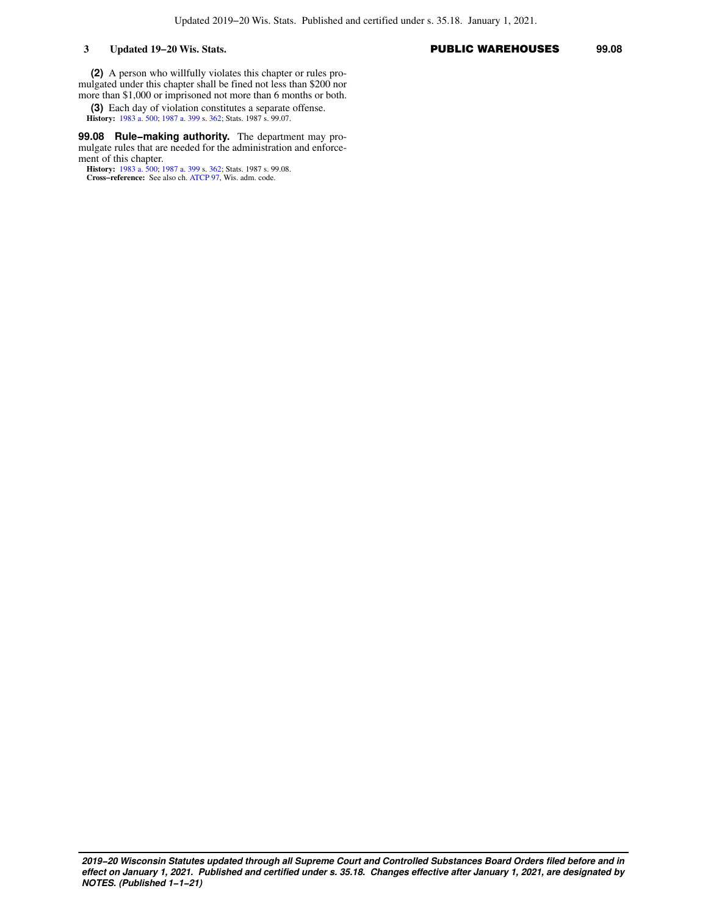**(2)** A person who willfully violates this chapter or rules promulgated under this chapter shall be fined not less than $200 nor more than $1,000 or imprisoned not more than 6 months or both.

**(3)** Each day of violation constitutes a separate offense.

**History:** 1983 a. 500; 1987 a. 399 s. 362; Stats. 1987 s. 99.07.

**99.08 Rule−making authority.** The department may promulgate rules that are needed for the administration and enforcement of this chapter.

**History:** 1983 a. 500; 1987 a. 399 s. 362; Stats. 1987 s. 99.08.

**Cross−reference:** See also ch. ATCP 97, Wis. adm. code.